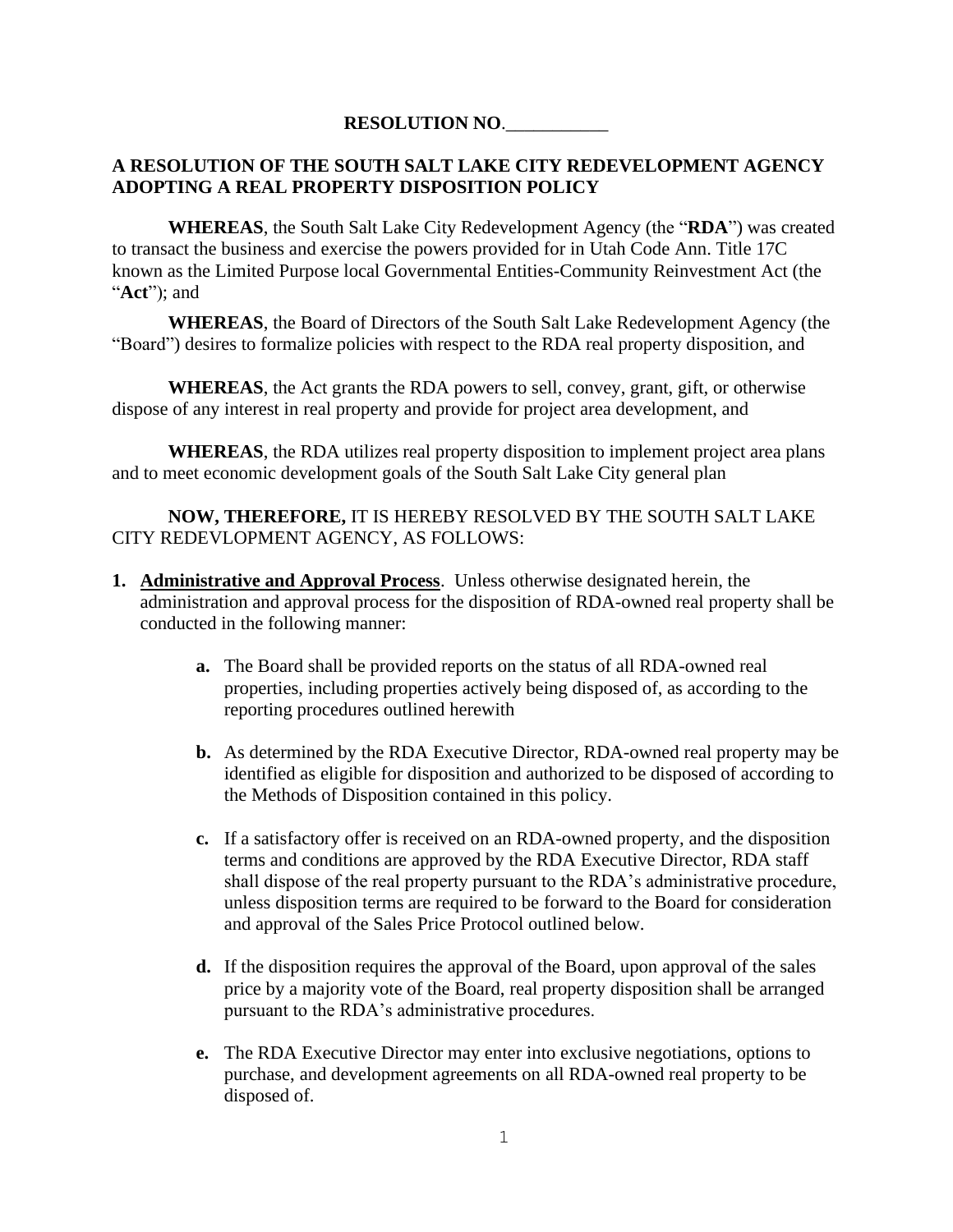**RESOLUTION NO.___________**

**A RESOLUTION OF THE SOUTH SALT LAKE CITY REDEVELOPMENT AGENCY ADOPTING A REAL PROPERTY DISPOSITION POLICY**

**WHEREAS**, the South Salt Lake City Redevelopment Agency (the "**RDA**") was created to transact the business and exercise the powers provided for in Utah Code Ann. Title 17C known as the Limited Purpose local Governmental Entities-Community Reinvestment Act (the "**Act**"); and

**WHEREAS**, the Board of Directors of the South Salt Lake Redevelopment Agency (the "Board") desires to formalize policies with respect to the RDA real property disposition, and

**WHEREAS**, the Act grants the RDA powers to sell, convey, grant, gift, or otherwise dispose of any interest in real property and provide for project area development, and

**WHEREAS**, the RDA utilizes real property disposition to implement project area plans and to meet economic development goals of the South Salt Lake City general plan

**NOW, THEREFORE,** IT IS HEREBY RESOLVED BY THE SOUTH SALT LAKE CITY REDEVLOPMENT AGENCY, AS FOLLOWS:

1. **Administrative and Approval Process**. Unless otherwise designated herein, the administration and approval process for the disposition of RDA-owned real property shall be conducted in the following manner:

   **a.** The Board shall be provided reports on the status of all RDA-owned real properties, including properties actively being disposed of, as according to the reporting procedures outlined herewith

   **b.** As determined by the RDA Executive Director, RDA-owned real property may be identified as eligible for disposition and authorized to be disposed of according to the Methods of Disposition contained in this policy.

   **c.** If a satisfactory offer is received on an RDA-owned property, and the disposition terms and conditions are approved by the RDA Executive Director, RDA staff shall dispose of the real property pursuant to the RDA's administrative procedure, unless disposition terms are required to be forward to the Board for consideration and approval of the Sales Price Protocol outlined below.

   **d.** If the disposition requires the approval of the Board, upon approval of the sales price by a majority vote of the Board, real property disposition shall be arranged pursuant to the RDA's administrative procedures.

   **e.** The RDA Executive Director may enter into exclusive negotiations, options to purchase, and development agreements on all RDA-owned real property to be disposed of.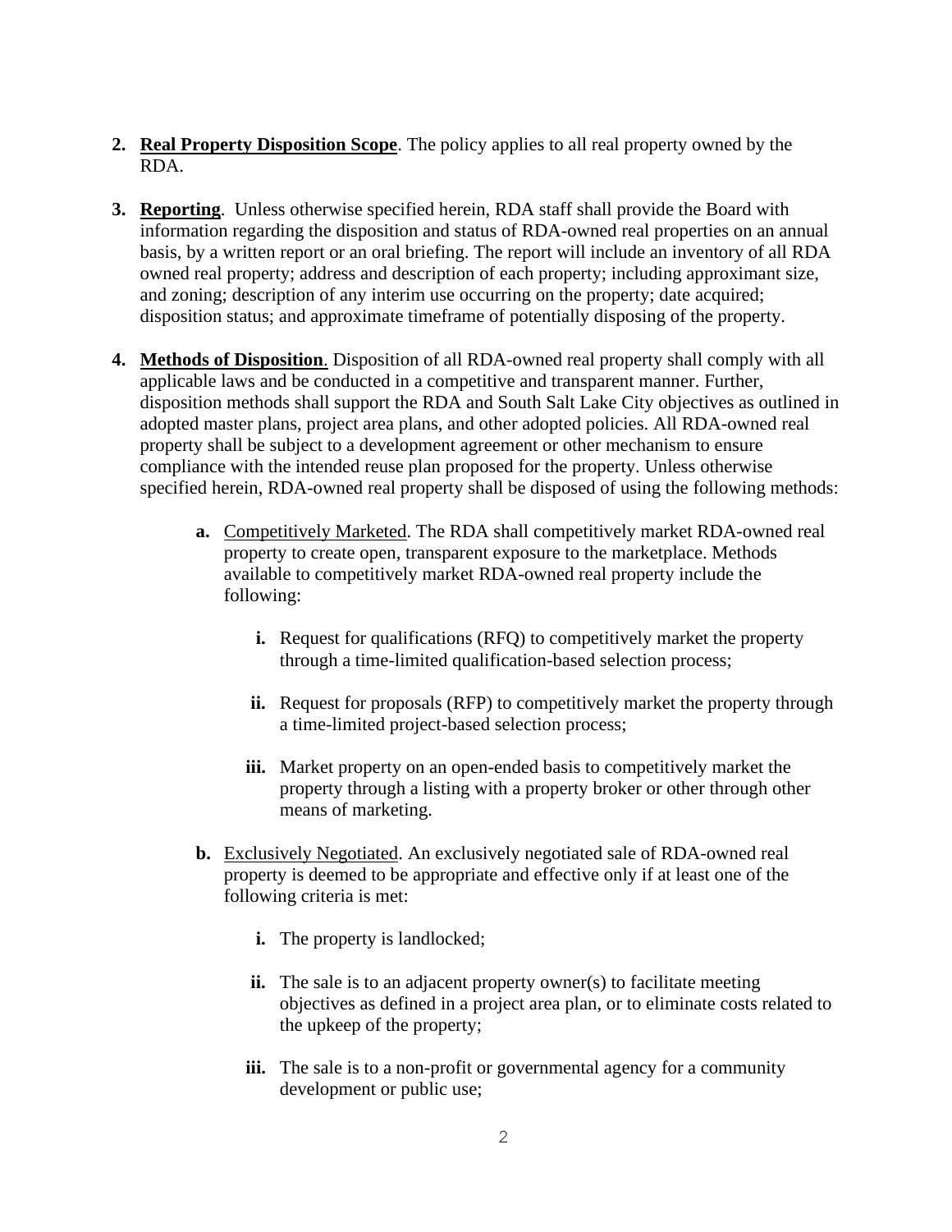2. **<u>Real Property Disposition Scope</u>**. The policy applies to all real property owned by the RDA.

3. **<u>Reporting</u>**. Unless otherwise specified herein, RDA staff shall provide the Board with information regarding the disposition and status of RDA-owned real properties on an annual basis, by a written report or an oral briefing. The report will include an inventory of all RDA owned real property; address and description of each property; including approximant size, and zoning; description of any interim use occurring on the property; date acquired; disposition status; and approximate timeframe of potentially disposing of the property.

4. **<u>Methods of Disposition</u>**. Disposition of all RDA-owned real property shall comply with all applicable laws and be conducted in a competitive and transparent manner. Further, disposition methods shall support the RDA and South Salt Lake City objectives as outlined in adopted master plans, project area plans, and other adopted policies. All RDA-owned real property shall be subject to a development agreement or other mechanism to ensure compliance with the intended reuse plan proposed for the property. Unless otherwise specified herein, RDA-owned real property shall be disposed of using the following methods:

   **a.** <u>Competitively Marketed</u>. The RDA shall competitively market RDA-owned real property to create open, transparent exposure to the marketplace. Methods available to competitively market RDA-owned real property include the following:

      **i.** Request for qualifications (RFQ) to competitively market the property through a time-limited qualification-based selection process;

      **ii.** Request for proposals (RFP) to competitively market the property through a time-limited project-based selection process;

      **iii.** Market property on an open-ended basis to competitively market the property through a listing with a property broker or other through other means of marketing.

   **b.** <u>Exclusively Negotiated</u>. An exclusively negotiated sale of RDA-owned real property is deemed to be appropriate and effective only if at least one of the following criteria is met:

      **i.** The property is landlocked;

      **ii.** The sale is to an adjacent property owner(s) to facilitate meeting objectives as defined in a project area plan, or to eliminate costs related to the upkeep of the property;

      **iii.** The sale is to a non-profit or governmental agency for a community development or public use;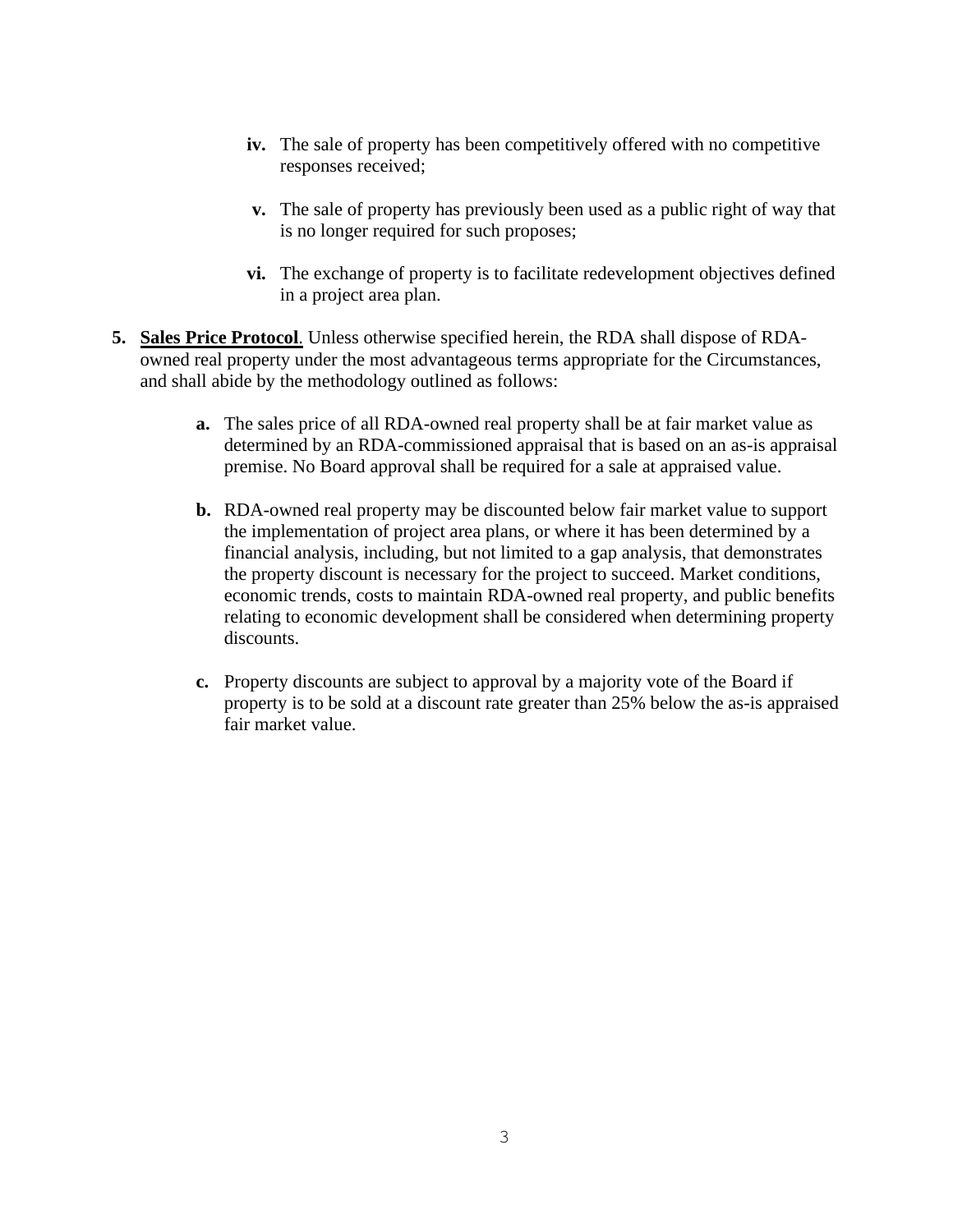- **iv.** The sale of property has been competitively offered with no competitive responses received;
- **v.** The sale of property has previously been used as a public right of way that is no longer required for such proposes;
- **vi.** The exchange of property is to facilitate redevelopment objectives defined in a project area plan.

**5. <u>Sales Price Protocol</u>**. Unless otherwise specified herein, the RDA shall dispose of RDA-owned real property under the most advantageous terms appropriate for the Circumstances, and shall abide by the methodology outlined as follows:

- **a.** The sales price of all RDA-owned real property shall be at fair market value as determined by an RDA-commissioned appraisal that is based on an as-is appraisal premise. No Board approval shall be required for a sale at appraised value.
- **b.** RDA-owned real property may be discounted below fair market value to support the implementation of project area plans, or where it has been determined by a financial analysis, including, but not limited to a gap analysis, that demonstrates the property discount is necessary for the project to succeed. Market conditions, economic trends, costs to maintain RDA-owned real property, and public benefits relating to economic development shall be considered when determining property discounts.
- **c.** Property discounts are subject to approval by a majority vote of the Board if property is to be sold at a discount rate greater than 25% below the as-is appraised fair market value.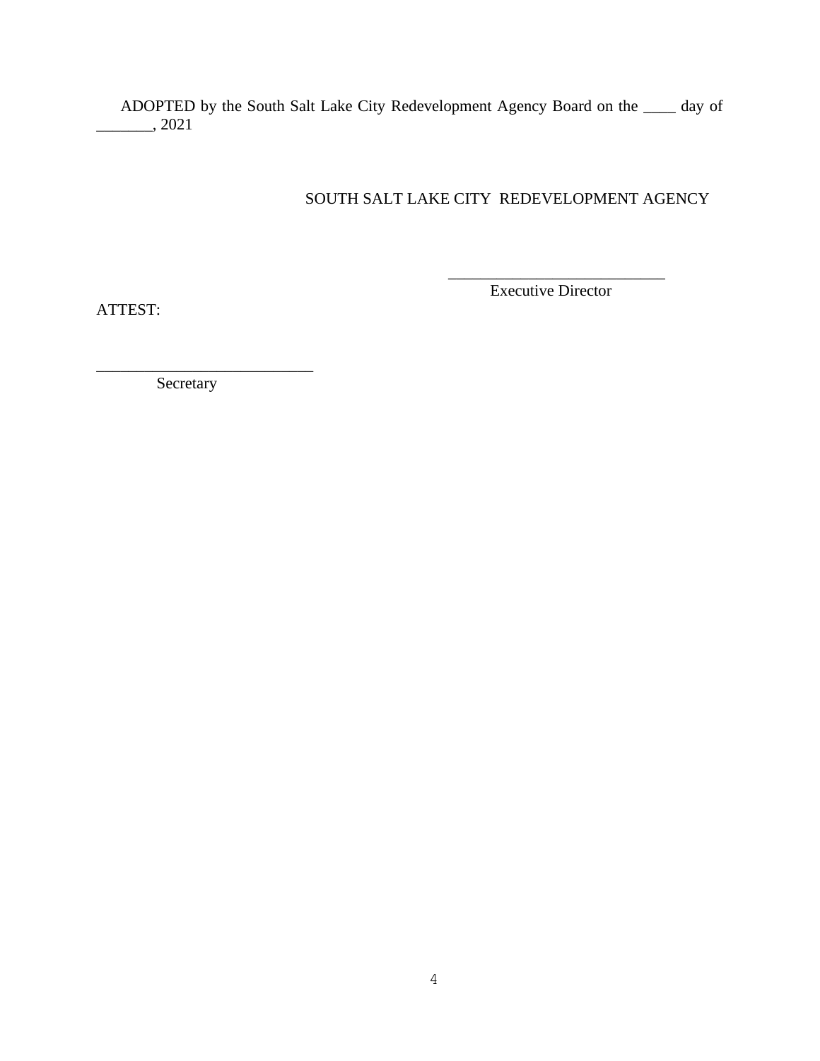ADOPTED by the South Salt Lake City Redevelopment Agency Board on the ____ day of _______, 2021

SOUTH SALT LAKE CITY REDEVELOPMENT AGENCY

___________________________
Executive Director

ATTEST:

___________________________
Secretary